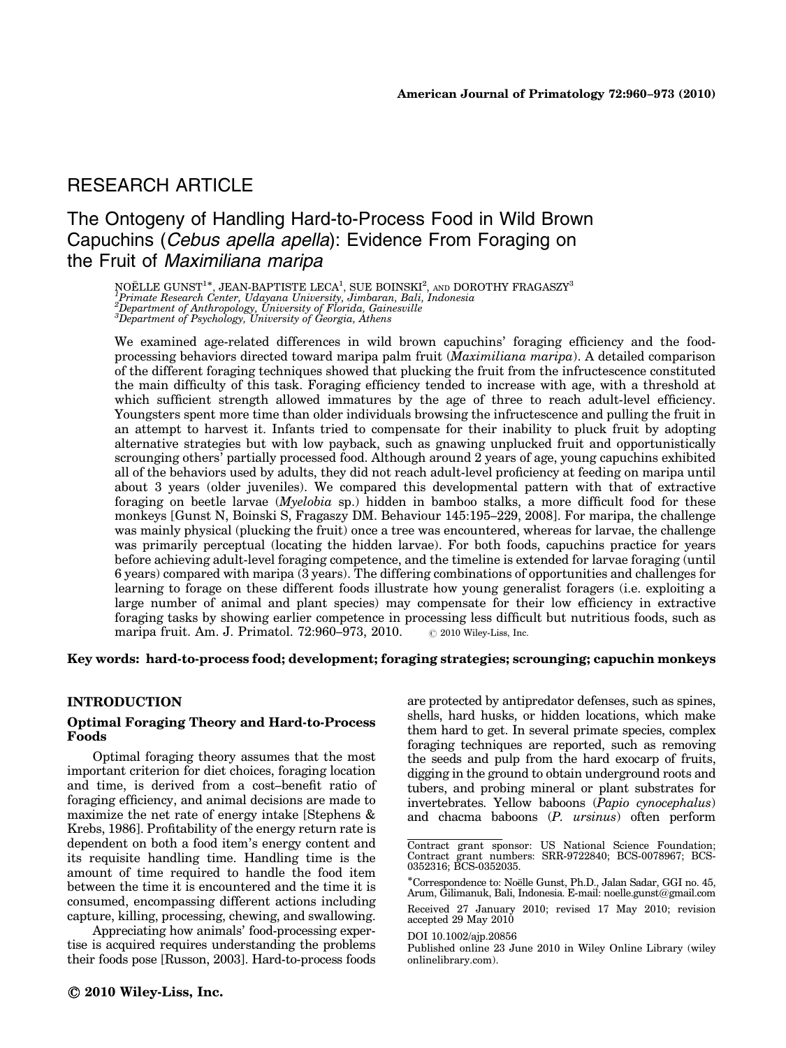RESEARCH ARTICLE

# The Ontogeny of Handling Hard-to-Process Food in Wild Brown Capuchins (*Cebus apella apella*): Evidence From Foraging on the Fruit of *Maximiliana maripa*

NOËLLE GUNST[1]*, JEAN-BAPTISTE LECA[1], SUE BOINSKI[2], AND DOROTHY FRAGASZY[3]

[1]*Primate Research Center, Udayana University, Jimbaran, Bali, Indonesia*
[2]*Department of Anthropology, University of Florida, Gainesville*
[3]*Department of Psychology, University of Georgia, Athens*

We examined age-related differences in wild brown capuchins' foraging efficiency and the food-processing behaviors directed toward maripa palm fruit (*Maximiliana maripa*). A detailed comparison of the different foraging techniques showed that plucking the fruit from the infructescence constituted the main difficulty of this task. Foraging efficiency tended to increase with age, with a threshold at which sufficient strength allowed immatures by the age of three to reach adult-level efficiency. Youngsters spent more time than older individuals browsing the infructescence and pulling the fruit in an attempt to harvest it. Infants tried to compensate for their inability to pluck fruit by adopting alternative strategies but with low payback, such as gnawing unplucked fruit and opportunistically scrounging others' partially processed food. Although around 2 years of age, young capuchins exhibited all of the behaviors used by adults, they did not reach adult-level proficiency at feeding on maripa until about 3 years (older juveniles). We compared this developmental pattern with that of extractive foraging on beetle larvae (*Myelobia* sp.) hidden in bamboo stalks, a more difficult food for these monkeys [Gunst N, Boinski S, Fragaszy DM. Behaviour 145:195–229, 2008]. For maripa, the challenge was mainly physical (plucking the fruit) once a tree was encountered, whereas for larvae, the challenge was primarily perceptual (locating the hidden larvae). For both foods, capuchins practice for years before achieving adult-level foraging competence, and the timeline is extended for larvae foraging (until 6 years) compared with maripa (3 years). The differing combinations of opportunities and challenges for learning to forage on these different foods illustrate how young generalist foragers (i.e. exploiting a large number of animal and plant species) may compensate for their low efficiency in extractive foraging tasks by showing earlier competence in processing less difficult but nutritious foods, such as maripa fruit. Am. J. Primatol. 72:960–973, 2010. © 2010 Wiley-Liss, Inc.

**Key words: hard-to-process food; development; foraging strategies; scrounging; capuchin monkeys**

## INTRODUCTION

### Optimal Foraging Theory and Hard-to-Process Foods

Optimal foraging theory assumes that the most important criterion for diet choices, foraging location and time, is derived from a cost–benefit ratio of foraging efficiency, and animal decisions are made to maximize the net rate of energy intake [Stephens & Krebs, 1986]. Profitability of the energy return rate is dependent on both a food item's energy content and its requisite handling time. Handling time is the amount of time required to handle the food item between the time it is encountered and the time it is consumed, encompassing different actions including capture, killing, processing, chewing, and swallowing.

Appreciating how animals' food-processing expertise is acquired requires understanding the problems their foods pose [Russon, 2003]. Hard-to-process foods are protected by antipredator defenses, such as spines, shells, hard husks, or hidden locations, which make them hard to get. In several primate species, complex foraging techniques are reported, such as removing the seeds and pulp from the hard exocarp of fruits, digging in the ground to obtain underground roots and tubers, and probing mineral or plant substrates for invertebrates. Yellow baboons (*Papio cynocephalus*) and chacma baboons (*P. ursinus*) often perform

---

Contract grant sponsor: US National Science Foundation; Contract grant numbers: SRR-9722840; BCS-0078967; BCS-0352316; BCS-0352035.

*Correspondence to: Noëlle Gunst, Ph.D., Jalan Sadar, GGI no. 45, Arum, Gilimanuk, Bali, Indonesia. E-mail: noelle.gunst@gmail.com

Received 27 January 2010; revised 17 May 2010; revision accepted 29 May 2010

DOI 10.1002/ajp.20856

Published online 23 June 2010 in Wiley Online Library (wileyonlinelibrary.com).

© 2010 Wiley-Liss, Inc.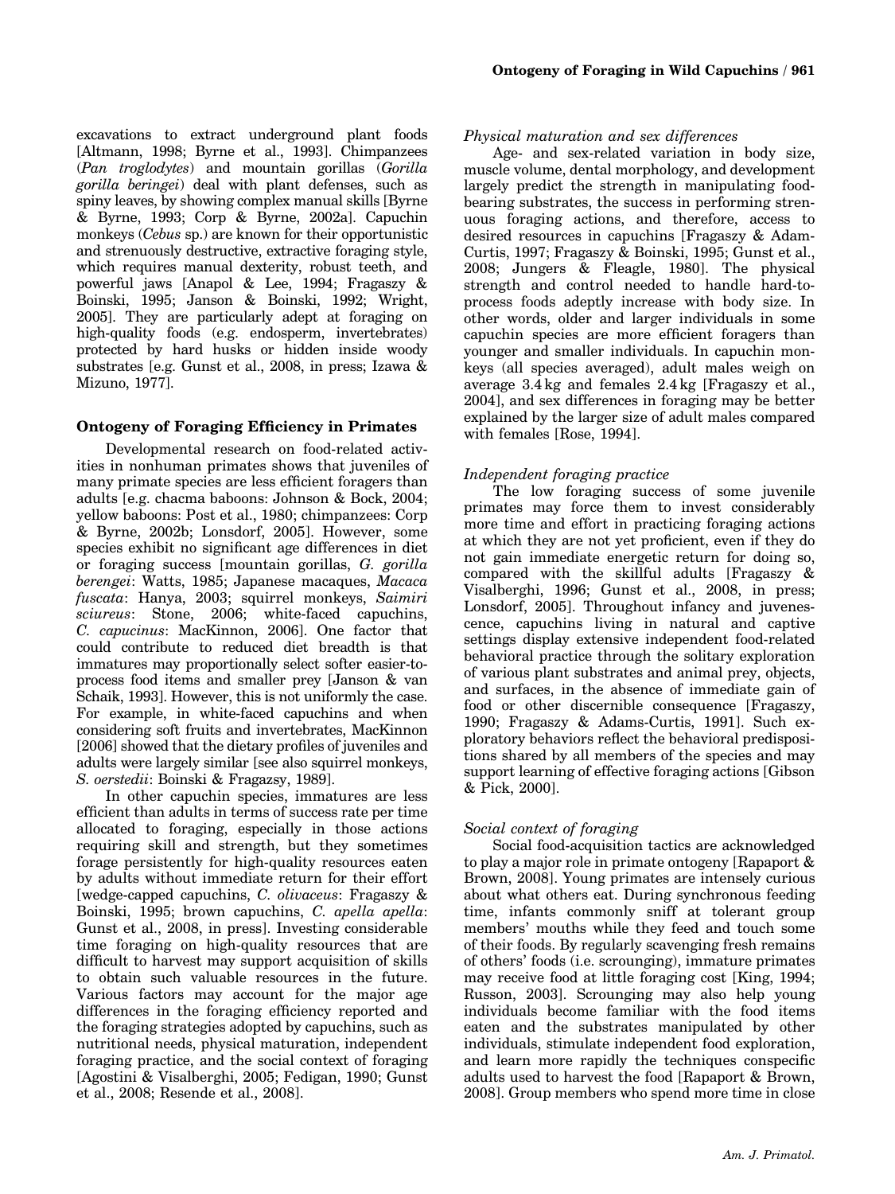excavations to extract underground plant foods [Altmann, 1998; Byrne et al., 1993]. Chimpanzees (*Pan troglodytes*) and mountain gorillas (*Gorilla gorilla beringei*) deal with plant defenses, such as spiny leaves, by showing complex manual skills [Byrne & Byrne, 1993; Corp & Byrne, 2002a]. Capuchin monkeys (*Cebus* sp.) are known for their opportunistic and strenuously destructive, extractive foraging style, which requires manual dexterity, robust teeth, and powerful jaws [Anapol & Lee, 1994; Fragaszy & Boinski, 1995; Janson & Boinski, 1992; Wright, 2005]. They are particularly adept at foraging on high-quality foods (e.g. endosperm, invertebrates) protected by hard husks or hidden inside woody substrates [e.g. Gunst et al., 2008, in press; Izawa & Mizuno, 1977].

## Ontogeny of Foraging Efficiency in Primates

Developmental research on food-related activities in nonhuman primates shows that juveniles of many primate species are less efficient foragers than adults [e.g. chacma baboons: Johnson & Bock, 2004; yellow baboons: Post et al., 1980; chimpanzees: Corp & Byrne, 2002b; Lonsdorf, 2005]. However, some species exhibit no significant age differences in diet or foraging success [mountain gorillas, *G. gorilla berengei*: Watts, 1985; Japanese macaques, *Macaca fuscata*: Hanya, 2003; squirrel monkeys, *Saimiri sciureus*: Stone, 2006; white-faced capuchins, *C. capucinus*: MacKinnon, 2006]. One factor that could contribute to reduced diet breadth is that immatures may proportionally select softer easier-to-process food items and smaller prey [Janson & van Schaik, 1993]. However, this is not uniformly the case. For example, in white-faced capuchins and when considering soft fruits and invertebrates, MacKinnon [2006] showed that the dietary profiles of juveniles and adults were largely similar [see also squirrel monkeys, *S. oerstedii*: Boinski & Fragazsy, 1989].

In other capuchin species, immatures are less efficient than adults in terms of success rate per time allocated to foraging, especially in those actions requiring skill and strength, but they sometimes forage persistently for high-quality resources eaten by adults without immediate return for their effort [wedge-capped capuchins, *C. olivaceus*: Fragaszy & Boinski, 1995; brown capuchins, *C. apella apella*: Gunst et al., 2008, in press]. Investing considerable time foraging on high-quality resources that are difficult to harvest may support acquisition of skills to obtain such valuable resources in the future. Various factors may account for the major age differences in the foraging efficiency reported and the foraging strategies adopted by capuchins, such as nutritional needs, physical maturation, independent foraging practice, and the social context of foraging [Agostini & Visalberghi, 2005; Fedigan, 1990; Gunst et al., 2008; Resende et al., 2008].

### *Physical maturation and sex differences*

Age- and sex-related variation in body size, muscle volume, dental morphology, and development largely predict the strength in manipulating food-bearing substrates, the success in performing strenuous foraging actions, and therefore, access to desired resources in capuchins [Fragaszy & Adam-Curtis, 1997; Fragaszy & Boinski, 1995; Gunst et al., 2008; Jungers & Fleagle, 1980]. The physical strength and control needed to handle hard-to-process foods adeptly increase with body size. In other words, older and larger individuals in some capuchin species are more efficient foragers than younger and smaller individuals. In capuchin monkeys (all species averaged), adult males weigh on average 3.4 kg and females 2.4 kg [Fragaszy et al., 2004], and sex differences in foraging may be better explained by the larger size of adult males compared with females [Rose, 1994].

### *Independent foraging practice*

The low foraging success of some juvenile primates may force them to invest considerably more time and effort in practicing foraging actions at which they are not yet proficient, even if they do not gain immediate energetic return for doing so, compared with the skillful adults [Fragaszy & Visalberghi, 1996; Gunst et al., 2008, in press; Lonsdorf, 2005]. Throughout infancy and juvenescence, capuchins living in natural and captive settings display extensive independent food-related behavioral practice through the solitary exploration of various plant substrates and animal prey, objects, and surfaces, in the absence of immediate gain of food or other discernible consequence [Fragaszy, 1990; Fragaszy & Adams-Curtis, 1991]. Such exploratory behaviors reflect the behavioral predispositions shared by all members of the species and may support learning of effective foraging actions [Gibson & Pick, 2000].

### *Social context of foraging*

Social food-acquisition tactics are acknowledged to play a major role in primate ontogeny [Rapaport & Brown, 2008]. Young primates are intensely curious about what others eat. During synchronous feeding time, infants commonly sniff at tolerant group members' mouths while they feed and touch some of their foods. By regularly scavenging fresh remains of others' foods (i.e. scrounging), immature primates may receive food at little foraging cost [King, 1994; Russon, 2003]. Scrounging may also help young individuals become familiar with the food items eaten and the substrates manipulated by other individuals, stimulate independent food exploration, and learn more rapidly the techniques conspecific adults used to harvest the food [Rapaport & Brown, 2008]. Group members who spend more time in close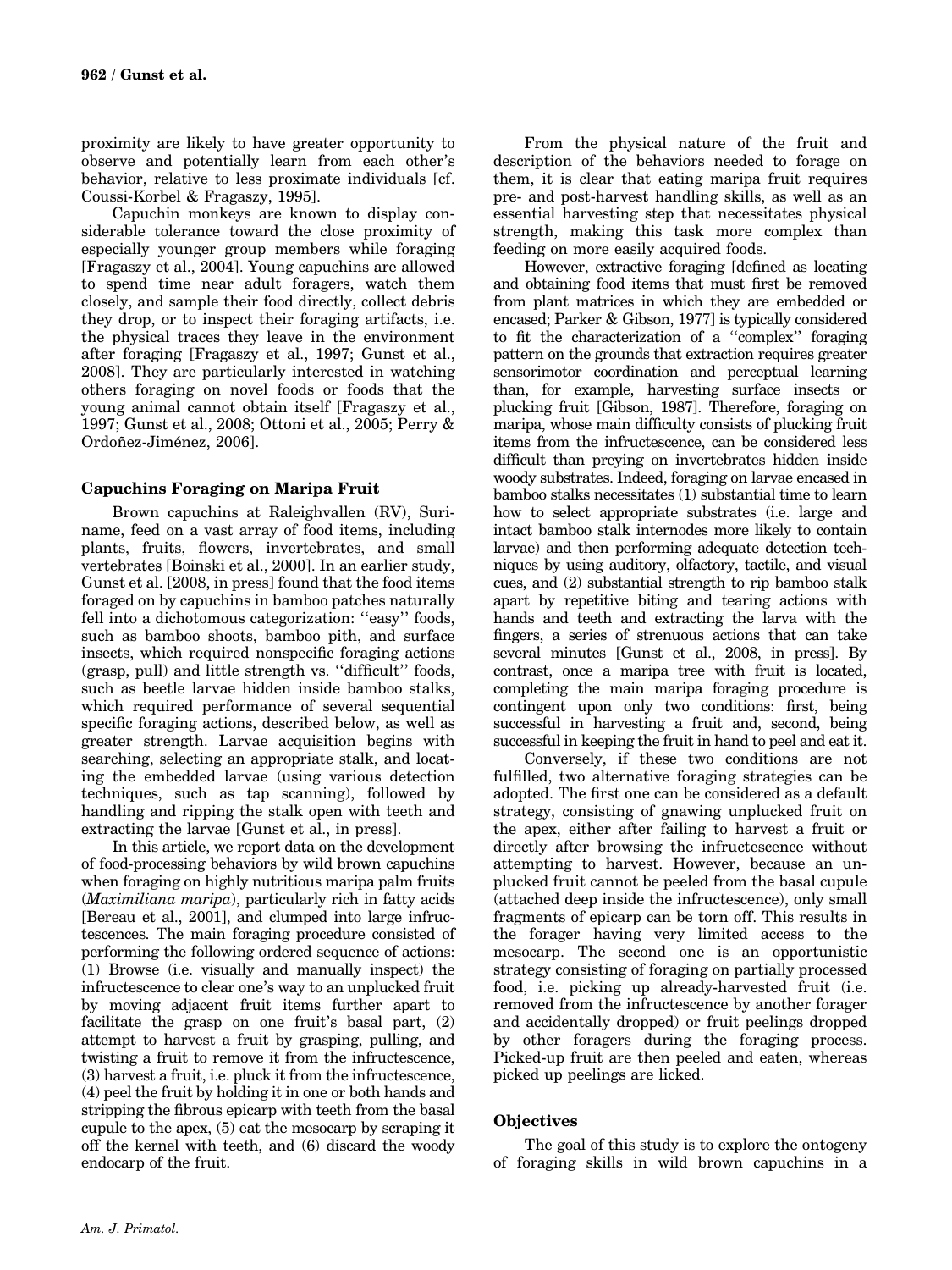proximity are likely to have greater opportunity to observe and potentially learn from each other's behavior, relative to less proximate individuals [cf. Coussi-Korbel & Fragaszy, 1995].

Capuchin monkeys are known to display considerable tolerance toward the close proximity of especially younger group members while foraging [Fragaszy et al., 2004]. Young capuchins are allowed to spend time near adult foragers, watch them closely, and sample their food directly, collect debris they drop, or to inspect their foraging artifacts, i.e. the physical traces they leave in the environment after foraging [Fragaszy et al., 1997; Gunst et al., 2008]. They are particularly interested in watching others foraging on novel foods or foods that the young animal cannot obtain itself [Fragaszy et al., 1997; Gunst et al., 2008; Ottoni et al., 2005; Perry & Ordoñez-Jiménez, 2006].

## Capuchins Foraging on Maripa Fruit

Brown capuchins at Raleighvallen (RV), Suriname, feed on a vast array of food items, including plants, fruits, flowers, invertebrates, and small vertebrates [Boinski et al., 2000]. In an earlier study, Gunst et al. [2008, in press] found that the food items foraged on by capuchins in bamboo patches naturally fell into a dichotomous categorization: "easy" foods, such as bamboo shoots, bamboo pith, and surface insects, which required nonspecific foraging actions (grasp, pull) and little strength vs. "difficult" foods, such as beetle larvae hidden inside bamboo stalks, which required performance of several sequential specific foraging actions, described below, as well as greater strength. Larvae acquisition begins with searching, selecting an appropriate stalk, and locating the embedded larvae (using various detection techniques, such as tap scanning), followed by handling and ripping the stalk open with teeth and extracting the larvae [Gunst et al., in press].

In this article, we report data on the development of food-processing behaviors by wild brown capuchins when foraging on highly nutritious maripa palm fruits (*Maximiliana maripa*), particularly rich in fatty acids [Bereau et al., 2001], and clumped into large infructescences. The main foraging procedure consisted of performing the following ordered sequence of actions: (1) Browse (i.e. visually and manually inspect) the infructescence to clear one's way to an unplucked fruit by moving adjacent fruit items further apart to facilitate the grasp on one fruit's basal part, (2) attempt to harvest a fruit by grasping, pulling, and twisting a fruit to remove it from the infructescence, (3) harvest a fruit, i.e. pluck it from the infructescence, (4) peel the fruit by holding it in one or both hands and stripping the fibrous epicarp with teeth from the basal cupule to the apex, (5) eat the mesocarp by scraping it off the kernel with teeth, and (6) discard the woody endocarp of the fruit.

From the physical nature of the fruit and description of the behaviors needed to forage on them, it is clear that eating maripa fruit requires pre- and post-harvest handling skills, as well as an essential harvesting step that necessitates physical strength, making this task more complex than feeding on more easily acquired foods.

However, extractive foraging [defined as locating and obtaining food items that must first be removed from plant matrices in which they are embedded or encased; Parker & Gibson, 1977] is typically considered to fit the characterization of a "complex" foraging pattern on the grounds that extraction requires greater sensorimotor coordination and perceptual learning than, for example, harvesting surface insects or plucking fruit [Gibson, 1987]. Therefore, foraging on maripa, whose main difficulty consists of plucking fruit items from the infructescence, can be considered less difficult than preying on invertebrates hidden inside woody substrates. Indeed, foraging on larvae encased in bamboo stalks necessitates (1) substantial time to learn how to select appropriate substrates (i.e. large and intact bamboo stalk internodes more likely to contain larvae) and then performing adequate detection techniques by using auditory, olfactory, tactile, and visual cues, and (2) substantial strength to rip bamboo stalk apart by repetitive biting and tearing actions with hands and teeth and extracting the larva with the fingers, a series of strenuous actions that can take several minutes [Gunst et al., 2008, in press]. By contrast, once a maripa tree with fruit is located, completing the main maripa foraging procedure is contingent upon only two conditions: first, being successful in harvesting a fruit and, second, being successful in keeping the fruit in hand to peel and eat it.

Conversely, if these two conditions are not fulfilled, two alternative foraging strategies can be adopted. The first one can be considered as a default strategy, consisting of gnawing unplucked fruit on the apex, either after failing to harvest a fruit or directly after browsing the infructescence without attempting to harvest. However, because an unplucked fruit cannot be peeled from the basal cupule (attached deep inside the infructescence), only small fragments of epicarp can be torn off. This results in the forager having very limited access to the mesocarp. The second one is an opportunistic strategy consisting of foraging on partially processed food, i.e. picking up already-harvested fruit (i.e. removed from the infructescence by another forager and accidentally dropped) or fruit peelings dropped by other foragers during the foraging process. Picked-up fruit are then peeled and eaten, whereas picked up peelings are licked.

## Objectives

The goal of this study is to explore the ontogeny of foraging skills in wild brown capuchins in a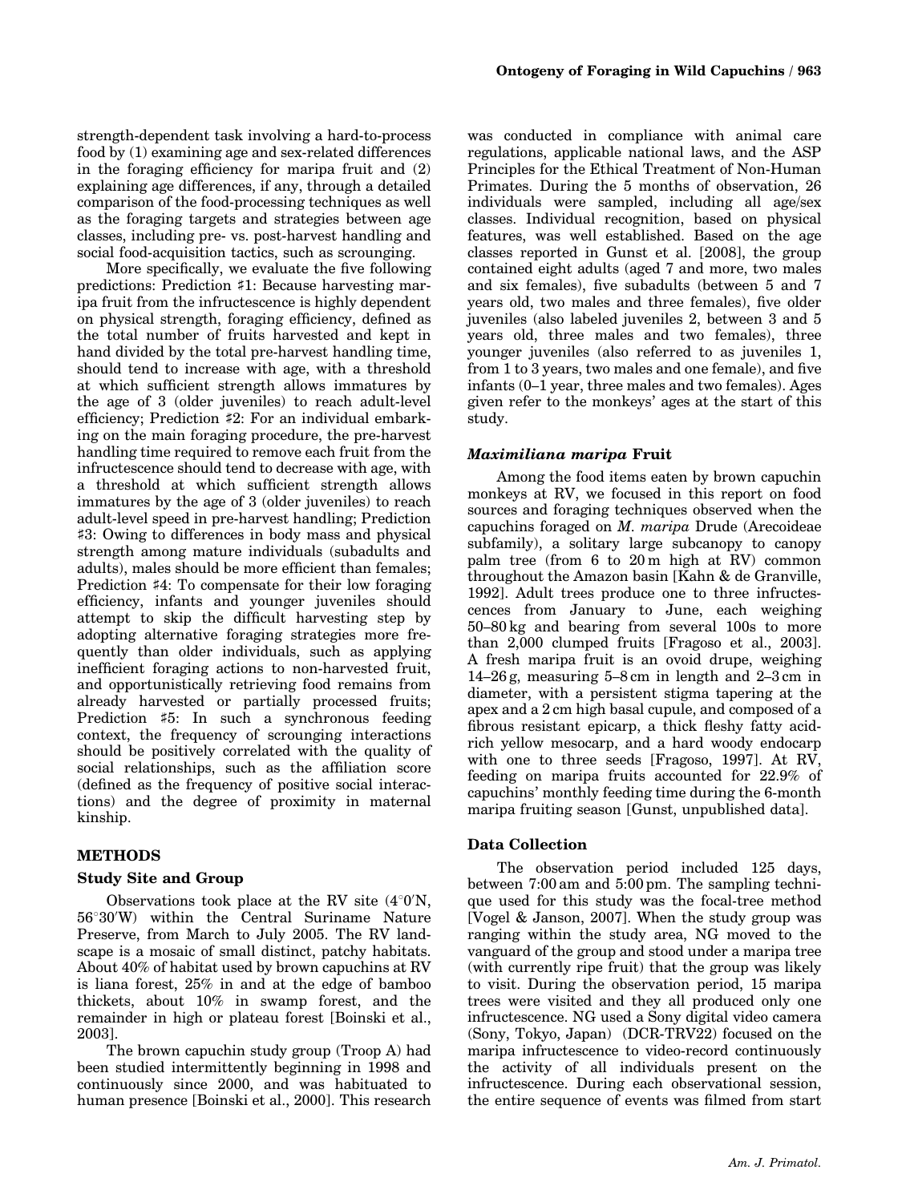strength-dependent task involving a hard-to-process food by (1) examining age and sex-related differences in the foraging efficiency for maripa fruit and (2) explaining age differences, if any, through a detailed comparison of the food-processing techniques as well as the foraging targets and strategies between age classes, including pre- vs. post-harvest handling and social food-acquisition tactics, such as scrounging.

More specifically, we evaluate the five following predictions: Prediction ♯1: Because harvesting maripa fruit from the infructescence is highly dependent on physical strength, foraging efficiency, defined as the total number of fruits harvested and kept in hand divided by the total pre-harvest handling time, should tend to increase with age, with a threshold at which sufficient strength allows immatures by the age of 3 (older juveniles) to reach adult-level efficiency; Prediction ♯2: For an individual embarking on the main foraging procedure, the pre-harvest handling time required to remove each fruit from the infructescence should tend to decrease with age, with a threshold at which sufficient strength allows immatures by the age of 3 (older juveniles) to reach adult-level speed in pre-harvest handling; Prediction ♯3: Owing to differences in body mass and physical strength among mature individuals (subadults and adults), males should be more efficient than females; Prediction ♯4: To compensate for their low foraging efficiency, infants and younger juveniles should attempt to skip the difficult harvesting step by adopting alternative foraging strategies more frequently than older individuals, such as applying inefficient foraging actions to non-harvested fruit, and opportunistically retrieving food remains from already harvested or partially processed fruits; Prediction ♯5: In such a synchronous feeding context, the frequency of scrounging interactions should be positively correlated with the quality of social relationships, such as the affiliation score (defined as the frequency of positive social interactions) and the degree of proximity in maternal kinship.

## METHODS

### Study Site and Group

Observations took place at the RV site (4°0′N, 56°30′W) within the Central Suriname Nature Preserve, from March to July 2005. The RV landscape is a mosaic of small distinct, patchy habitats. About 40% of habitat used by brown capuchins at RV is liana forest, 25% in and at the edge of bamboo thickets, about 10% in swamp forest, and the remainder in high or plateau forest [Boinski et al., 2003].

The brown capuchin study group (Troop A) had been studied intermittently beginning in 1998 and continuously since 2000, and was habituated to human presence [Boinski et al., 2000]. This research was conducted in compliance with animal care regulations, applicable national laws, and the ASP Principles for the Ethical Treatment of Non-Human Primates. During the 5 months of observation, 26 individuals were sampled, including all age/sex classes. Individual recognition, based on physical features, was well established. Based on the age classes reported in Gunst et al. [2008], the group contained eight adults (aged 7 and more, two males and six females), five subadults (between 5 and 7 years old, two males and three females), five older juveniles (also labeled juveniles 2, between 3 and 5 years old, three males and two females), three younger juveniles (also referred to as juveniles 1, from 1 to 3 years, two males and one female), and five infants (0–1 year, three males and two females). Ages given refer to the monkeys' ages at the start of this study.

### *Maximiliana maripa* Fruit

Among the food items eaten by brown capuchin monkeys at RV, we focused in this report on food sources and foraging techniques observed when the capuchins foraged on *M. maripa* Drude (Arecoideae subfamily), a solitary large subcanopy to canopy palm tree (from 6 to 20 m high at RV) common throughout the Amazon basin [Kahn & de Granville, 1992]. Adult trees produce one to three infructescences from January to June, each weighing 50–80 kg and bearing from several 100s to more than 2,000 clumped fruits [Fragoso et al., 2003]. A fresh maripa fruit is an ovoid drupe, weighing 14–26 g, measuring 5–8 cm in length and 2–3 cm in diameter, with a persistent stigma tapering at the apex and a 2 cm high basal cupule, and composed of a fibrous resistant epicarp, a thick fleshy fatty acid-rich yellow mesocarp, and a hard woody endocarp with one to three seeds [Fragoso, 1997]. At RV, feeding on maripa fruits accounted for 22.9% of capuchins' monthly feeding time during the 6-month maripa fruiting season [Gunst, unpublished data].

### Data Collection

The observation period included 125 days, between 7:00 am and 5:00 pm. The sampling technique used for this study was the focal-tree method [Vogel & Janson, 2007]. When the study group was ranging within the study area, NG moved to the vanguard of the group and stood under a maripa tree (with currently ripe fruit) that the group was likely to visit. During the observation period, 15 maripa trees were visited and they all produced only one infructescence. NG used a Sony digital video camera (Sony, Tokyo, Japan) (DCR-TRV22) focused on the maripa infructescence to video-record continuously the activity of all individuals present on the infructescence. During each observational session, the entire sequence of events was filmed from start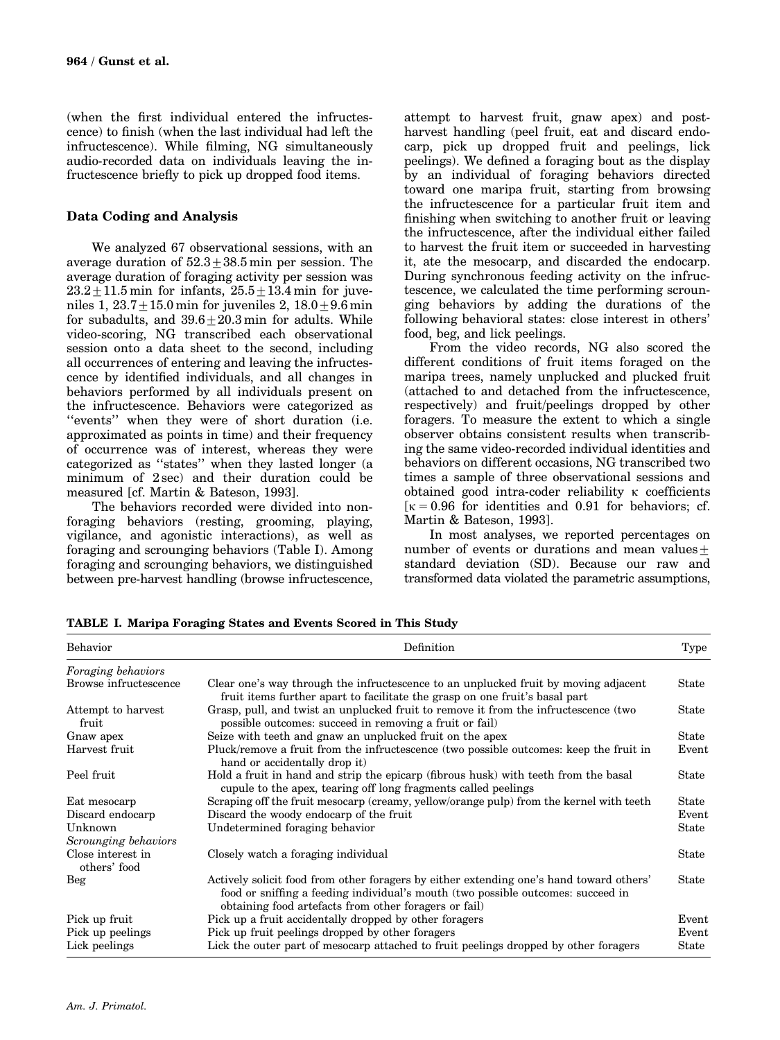(when the first individual entered the infructescence) to finish (when the last individual had left the infructescence). While filming, NG simultaneously audio-recorded data on individuals leaving the infructescence briefly to pick up dropped food items.

### Data Coding and Analysis

We analyzed 67 observational sessions, with an average duration of $52.3 \pm 38.5$ min per session. The average duration of foraging activity per session was $23.2 \pm 11.5$ min for infants, $25.5 \pm 13.4$ min for juveniles 1, $23.7 \pm 15.0$ min for juveniles 2, $18.0 \pm 9.6$ min for subadults, and $39.6 \pm 20.3$ min for adults. While video-scoring, NG transcribed each observational session onto a data sheet to the second, including all occurrences of entering and leaving the infructescence by identified individuals, and all changes in behaviors performed by all individuals present on the infructescence. Behaviors were categorized as "events" when they were of short duration (i.e. approximated as points in time) and their frequency of occurrence was of interest, whereas they were categorized as "states" when they lasted longer (a minimum of 2 sec) and their duration could be measured [cf. Martin & Bateson, 1993].

The behaviors recorded were divided into non-foraging behaviors (resting, grooming, playing, vigilance, and agonistic interactions), as well as foraging and scrounging behaviors (Table I). Among foraging and scrounging behaviors, we distinguished between pre-harvest handling (browse infructescence, attempt to harvest fruit, gnaw apex) and post-harvest handling (peel fruit, eat and discard endocarp, pick up dropped fruit and peelings, lick peelings). We defined a foraging bout as the display by an individual of foraging behaviors directed toward one maripa fruit, starting from browsing the infructescence for a particular fruit item and finishing when switching to another fruit or leaving the infructescence, after the individual either failed to harvest the fruit item or succeeded in harvesting it, ate the mesocarp, and discarded the endocarp. During synchronous feeding activity on the infructescence, we calculated the time performing scrounging behaviors by adding the durations of the following behavioral states: close interest in others' food, beg, and lick peelings.

From the video records, NG also scored the different conditions of fruit items foraged on the maripa trees, namely unplucked and plucked fruit (attached to and detached from the infructescence, respectively) and fruit/peelings dropped by other foragers. To measure the extent to which a single observer obtains consistent results when transcribing the same video-recorded individual identities and behaviors on different occasions, NG transcribed two times a sample of three observational sessions and obtained good intra-coder reliability $\kappa$ coefficients [$\kappa = 0.96$ for identities and 0.91 for behaviors; cf. Martin & Bateson, 1993].

In most analyses, we reported percentages on number of events or durations and mean values $\pm$ standard deviation (SD). Because our raw and transformed data violated the parametric assumptions,

**TABLE I. Maripa Foraging States and Events Scored in This Study**

| Behavior | Definition | Type |
|---|---|---|
| *Foraging behaviors* | | |
| Browse infructescence | Clear one's way through the infructescence to an unplucked fruit by moving adjacent fruit items further apart to facilitate the grasp on one fruit's basal part | State |
| Attempt to harvest fruit | Grasp, pull, and twist an unplucked fruit to remove it from the infructescence (two possible outcomes: succeed in removing a fruit or fail) | State |
| Gnaw apex | Seize with teeth and gnaw an unplucked fruit on the apex | State |
| Harvest fruit | Pluck/remove a fruit from the infructescence (two possible outcomes: keep the fruit in hand or accidentally drop it) | Event |
| Peel fruit | Hold a fruit in hand and strip the epicarp (fibrous husk) with teeth from the basal cupule to the apex, tearing off long fragments called peelings | State |
| Eat mesocarp | Scraping off the fruit mesocarp (creamy, yellow/orange pulp) from the kernel with teeth | State |
| Discard endocarp | Discard the woody endocarp of the fruit | Event |
| Unknown | Undetermined foraging behavior | State |
| *Scrounging behaviors* | | |
| Close interest in others' food | Closely watch a foraging individual | State |
| Beg | Actively solicit food from other foragers by either extending one's hand toward others' food or sniffing a feeding individual's mouth (two possible outcomes: succeed in obtaining food artefacts from other foragers or fail) | State |
| Pick up fruit | Pick up a fruit accidentally dropped by other foragers | Event |
| Pick up peelings | Pick up fruit peelings dropped by other foragers | Event |
| Lick peelings | Lick the outer part of mesocarp attached to fruit peelings dropped by other foragers | State |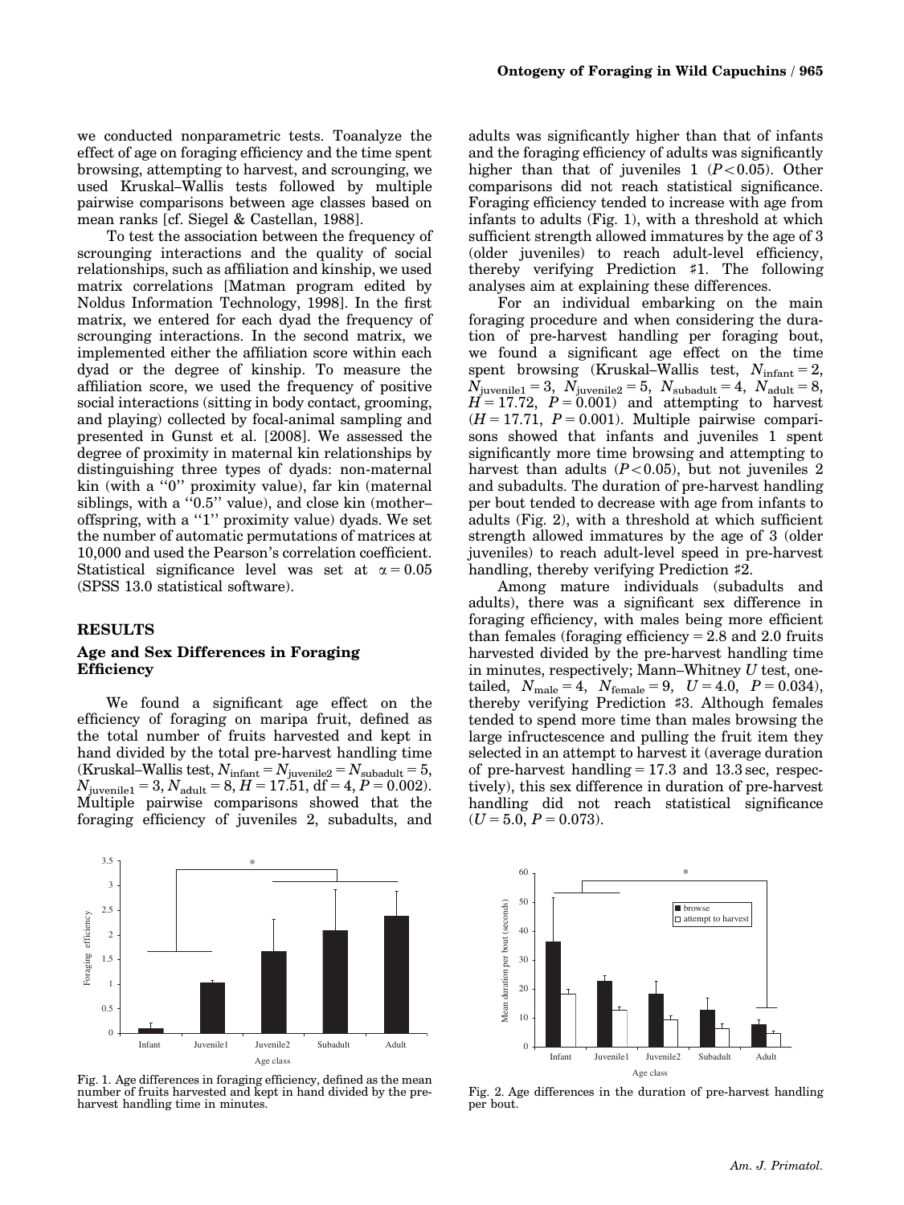we conducted nonparametric tests. Toanalyze the effect of age on foraging efficiency and the time spent browsing, attempting to harvest, and scrounging, we used Kruskal–Wallis tests followed by multiple pairwise comparisons between age classes based on mean ranks [cf. Siegel & Castellan, 1988].

To test the association between the frequency of scrounging interactions and the quality of social relationships, such as affiliation and kinship, we used matrix correlations [Matman program edited by Noldus Information Technology, 1998]. In the first matrix, we entered for each dyad the frequency of scrounging interactions. In the second matrix, we implemented either the affiliation score within each dyad or the degree of kinship. To measure the affiliation score, we used the frequency of positive social interactions (sitting in body contact, grooming, and playing) collected by focal-animal sampling and presented in Gunst et al. [2008]. We assessed the degree of proximity in maternal kin relationships by distinguishing three types of dyads: non-maternal kin (with a "0" proximity value), far kin (maternal siblings, with a "0.5" value), and close kin (mother–offspring, with a "1" proximity value) dyads. We set the number of automatic permutations of matrices at 10,000 and used the Pearson's correlation coefficient. Statistical significance level was set at $\alpha = 0.05$ (SPSS 13.0 statistical software).

## RESULTS

### Age and Sex Differences in Foraging Efficiency

We found a significant age effect on the efficiency of foraging on maripa fruit, defined as the total number of fruits harvested and kept in hand divided by the total pre-harvest handling time (Kruskal–Wallis test, $N_{\text{infant}} = N_{\text{juvenile2}} = N_{\text{subadult}} = 5$, $N_{\text{juvenile1}} = 3$, $N_{\text{adult}} = 8$, $H = 17.51$, $df = 4$, $P = 0.002$). Multiple pairwise comparisons showed that the foraging efficiency of juveniles 2, subadults, and adults was significantly higher than that of infants and the foraging efficiency of adults was significantly higher than that of juveniles 1 ($P < 0.05$). Other comparisons did not reach statistical significance. Foraging efficiency tended to increase with age from infants to adults (Fig. 1), with a threshold at which sufficient strength allowed immatures by the age of 3 (older juveniles) to reach adult-level efficiency, thereby verifying Prediction ♯1. The following analyses aim at explaining these differences.

For an individual embarking on the main foraging procedure and when considering the duration of pre-harvest handling per foraging bout, we found a significant age effect on the time spent browsing (Kruskal–Wallis test, $N_{\text{infant}} = 2$, $N_{\text{juvenile1}} = 3$, $N_{\text{juvenile2}} = 5$, $N_{\text{subadult}} = 4$, $N_{\text{adult}} = 8$, $H = 17.72$, $P = 0.001$) and attempting to harvest ($H = 17.71$, $P = 0.001$). Multiple pairwise comparisons showed that infants and juveniles 1 spent significantly more time browsing and attempting to harvest than adults ($P < 0.05$), but not juveniles 2 and subadults. The duration of pre-harvest handling per bout tended to decrease with age from infants to adults (Fig. 2), with a threshold at which sufficient strength allowed immatures by the age of 3 (older juveniles) to reach adult-level speed in pre-harvest handling, thereby verifying Prediction ♯2.

Among mature individuals (subadults and adults), there was a significant sex difference in foraging efficiency, with males being more efficient than females (foraging efficiency = 2.8 and 2.0 fruits harvested divided by the pre-harvest handling time in minutes, respectively; Mann–Whitney $U$ test, one-tailed, $N_{\text{male}} = 4$, $N_{\text{female}} = 9$, $U = 4.0$, $P = 0.034$), thereby verifying Prediction ♯3. Although females tended to spend more time than males browsing the large infructescence and pulling the fruit item they selected in an attempt to harvest it (average duration of pre-harvest handling = 17.3 and 13.3 sec, respectively), this sex difference in duration of pre-harvest handling did not reach statistical significance ($U = 5.0$, $P = 0.073$).

Fig. 1. Age differences in foraging efficiency, defined as the mean number of fruits harvested and kept in hand divided by the pre-harvest handling time in minutes.

Fig. 2. Age differences in the duration of pre-harvest handling per bout.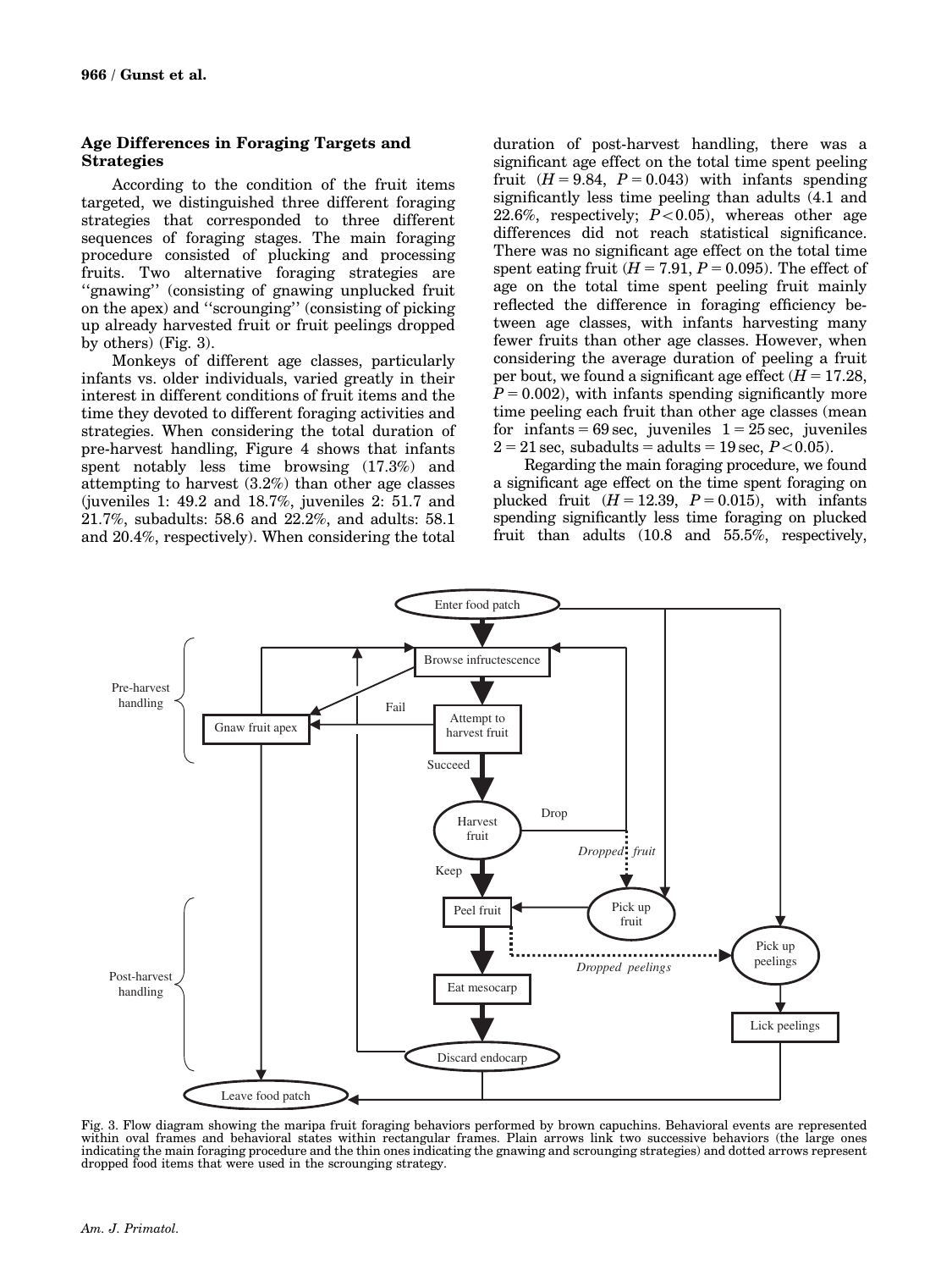### Age Differences in Foraging Targets and Strategies

According to the condition of the fruit items targeted, we distinguished three different foraging strategies that corresponded to three different sequences of foraging stages. The main foraging procedure consisted of plucking and processing fruits. Two alternative foraging strategies are ''gnawing'' (consisting of gnawing unplucked fruit on the apex) and ''scrounging'' (consisting of picking up already harvested fruit or fruit peelings dropped by others) (Fig. 3).

Monkeys of different age classes, particularly infants vs. older individuals, varied greatly in their interest in different conditions of fruit items and the time they devoted to different foraging activities and strategies. When considering the total duration of pre-harvest handling, Figure 4 shows that infants spent notably less time browsing (17.3%) and attempting to harvest (3.2%) than other age classes (juveniles 1: 49.2 and 18.7%, juveniles 2: 51.7 and 21.7%, subadults: 58.6 and 22.2%, and adults: 58.1 and 20.4%, respectively). When considering the total duration of post-harvest handling, there was a significant age effect on the total time spent peeling fruit ($H = 9.84$, $P = 0.043$) with infants spending significantly less time peeling than adults (4.1 and 22.6%, respectively; $P < 0.05$), whereas other age differences did not reach statistical significance. There was no significant age effect on the total time spent eating fruit ($H = 7.91$, $P = 0.095$). The effect of age on the total time spent peeling fruit mainly reflected the difference in foraging efficiency between age classes, with infants harvesting many fewer fruits than other age classes. However, when considering the average duration of peeling a fruit per bout, we found a significant age effect ($H = 17.28$, $P = 0.002$), with infants spending significantly more time peeling each fruit than other age classes (mean for infants = 69 sec, juveniles 1 = 25 sec, juveniles 2 = 21 sec, subadults = adults = 19 sec, $P < 0.05$).

Regarding the main foraging procedure, we found a significant age effect on the time spent foraging on plucked fruit ($H = 12.39$, $P = 0.015$), with infants spending significantly less time foraging on plucked fruit than adults (10.8 and 55.5%, respectively,

Fig. 3. Flow diagram showing the maripa fruit foraging behaviors performed by brown capuchins. Behavioral events are represented within oval frames and behavioral states within rectangular frames. Plain arrows link two successive behaviors (the large ones indicating the main foraging procedure and the thin ones indicating the gnawing and scrounging strategies) and dotted arrows represent dropped food items that were used in the scrounging strategy.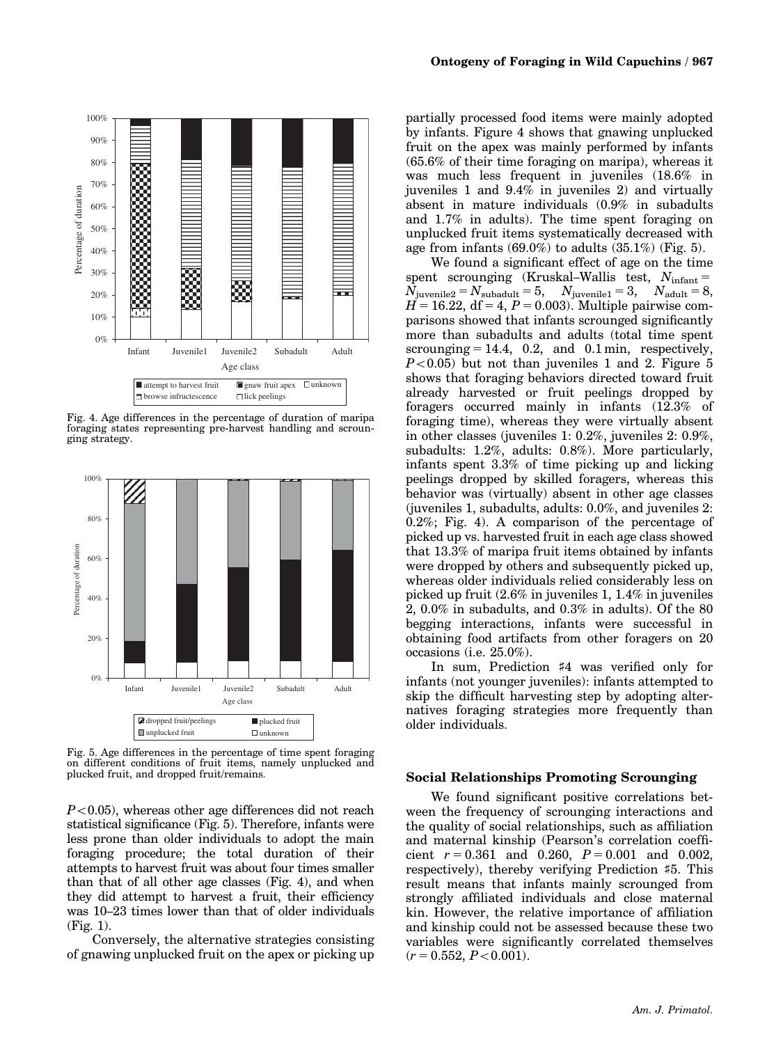Fig. 4. Age differences in the percentage of duration of maripa foraging states representing pre-harvest handling and scrounging strategy.

Fig. 5. Age differences in the percentage of time spent foraging on different conditions of fruit items, namely unplucked and plucked fruit, and dropped fruit/remains.

$P<0.05$), whereas other age differences did not reach statistical significance (Fig. 5). Therefore, infants were less prone than older individuals to adopt the main foraging procedure; the total duration of their attempts to harvest fruit was about four times smaller than that of all other age classes (Fig. 4), and when they did attempt to harvest a fruit, their efficiency was 10–23 times lower than that of older individuals (Fig. 1).

Conversely, the alternative strategies consisting of gnawing unplucked fruit on the apex or picking up partially processed food items were mainly adopted by infants. Figure 4 shows that gnawing unplucked fruit on the apex was mainly performed by infants (65.6% of their time foraging on maripa), whereas it was much less frequent in juveniles (18.6% in juveniles 1 and 9.4% in juveniles 2) and virtually absent in mature individuals (0.9% in subadults and 1.7% in adults). The time spent foraging on unplucked fruit items systematically decreased with age from infants (69.0%) to adults (35.1%) (Fig. 5).

We found a significant effect of age on the time spent scrounging (Kruskal–Wallis test, $N_{infant} = N_{juvenile2} = N_{subadult} = 5$, $N_{juvenile1} = 3$, $N_{adult} = 8$, $H = 16.22$, $df = 4$, $P = 0.003$). Multiple pairwise comparisons showed that infants scrounged significantly more than subadults and adults (total time spent scrounging = 14.4, 0.2, and 0.1 min, respectively, $P<0.05$) but not than juveniles 1 and 2. Figure 5 shows that foraging behaviors directed toward fruit already harvested or fruit peelings dropped by foragers occurred mainly in infants (12.3% of foraging time), whereas they were virtually absent in other classes (juveniles 1: 0.2%, juveniles 2: 0.9%, subadults: 1.2%, adults: 0.8%). More particularly, infants spent 3.3% of time picking up and licking peelings dropped by skilled foragers, whereas this behavior was (virtually) absent in other age classes (juveniles 1, subadults, adults: 0.0%, and juveniles 2: 0.2%; Fig. 4). A comparison of the percentage of picked up vs. harvested fruit in each age class showed that 13.3% of maripa fruit items obtained by infants were dropped by others and subsequently picked up, whereas older individuals relied considerably less on picked up fruit (2.6% in juveniles 1, 1.4% in juveniles 2, 0.0% in subadults, and 0.3% in adults). Of the 80 begging interactions, infants were successful in obtaining food artifacts from other foragers on 20 occasions (i.e. 25.0%).

In sum, Prediction ♯4 was verified only for infants (not younger juveniles): infants attempted to skip the difficult harvesting step by adopting alternatives foraging strategies more frequently than older individuals.

### Social Relationships Promoting Scrounging

We found significant positive correlations between the frequency of scrounging interactions and the quality of social relationships, such as affiliation and maternal kinship (Pearson's correlation coefficient $r = 0.361$ and $0.260$, $P = 0.001$ and $0.002$, respectively), thereby verifying Prediction ♯5. This result means that infants mainly scrounged from strongly affiliated individuals and close maternal kin. However, the relative importance of affiliation and kinship could not be assessed because these two variables were significantly correlated themselves ($r = 0.552$, $P<0.001$).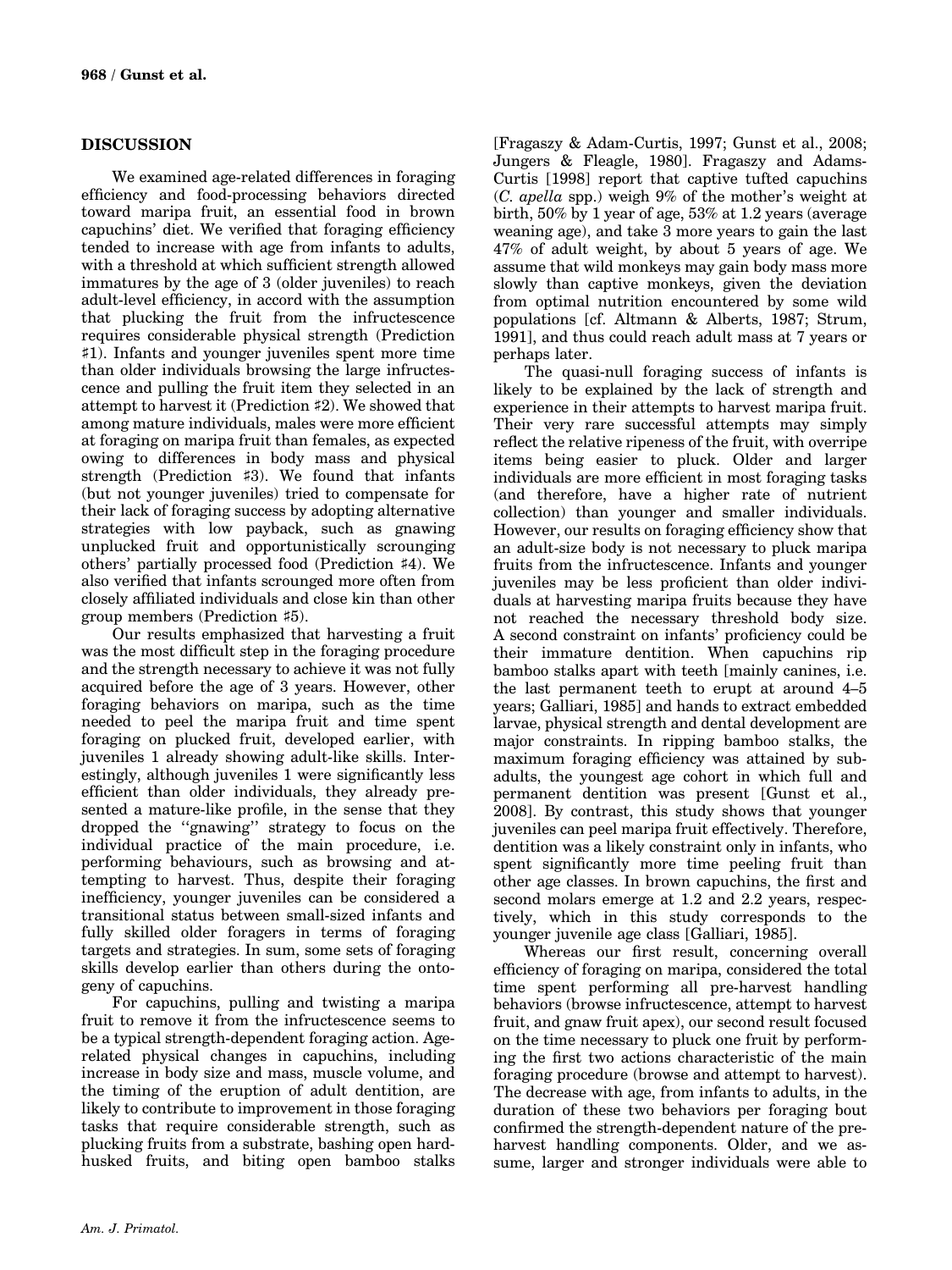## DISCUSSION

We examined age-related differences in foraging efficiency and food-processing behaviors directed toward maripa fruit, an essential food in brown capuchins' diet. We verified that foraging efficiency tended to increase with age from infants to adults, with a threshold at which sufficient strength allowed immatures by the age of 3 (older juveniles) to reach adult-level efficiency, in accord with the assumption that plucking the fruit from the infructescence requires considerable physical strength (Prediction ♯1). Infants and younger juveniles spent more time than older individuals browsing the large infructescence and pulling the fruit item they selected in an attempt to harvest it (Prediction ♯2). We showed that among mature individuals, males were more efficient at foraging on maripa fruit than females, as expected owing to differences in body mass and physical strength (Prediction ♯3). We found that infants (but not younger juveniles) tried to compensate for their lack of foraging success by adopting alternative strategies with low payback, such as gnawing unplucked fruit and opportunistically scrounging others' partially processed food (Prediction ♯4). We also verified that infants scrounged more often from closely affiliated individuals and close kin than other group members (Prediction ♯5).

Our results emphasized that harvesting a fruit was the most difficult step in the foraging procedure and the strength necessary to achieve it was not fully acquired before the age of 3 years. However, other foraging behaviors on maripa, such as the time needed to peel the maripa fruit and time spent foraging on plucked fruit, developed earlier, with juveniles 1 already showing adult-like skills. Interestingly, although juveniles 1 were significantly less efficient than older individuals, they already presented a mature-like profile, in the sense that they dropped the "gnawing" strategy to focus on the individual practice of the main procedure, i.e. performing behaviours, such as browsing and attempting to harvest. Thus, despite their foraging inefficiency, younger juveniles can be considered a transitional status between small-sized infants and fully skilled older foragers in terms of foraging targets and strategies. In sum, some sets of foraging skills develop earlier than others during the ontogeny of capuchins.

For capuchins, pulling and twisting a maripa fruit to remove it from the infructescence seems to be a typical strength-dependent foraging action. Age-related physical changes in capuchins, including increase in body size and mass, muscle volume, and the timing of the eruption of adult dentition, are likely to contribute to improvement in those foraging tasks that require considerable strength, such as plucking fruits from a substrate, bashing open hard-husked fruits, and biting open bamboo stalks [Fragaszy & Adam-Curtis, 1997; Gunst et al., 2008; Jungers & Fleagle, 1980]. Fragaszy and Adams-Curtis [1998] report that captive tufted capuchins (*C. apella* spp.) weigh 9% of the mother's weight at birth, 50% by 1 year of age, 53% at 1.2 years (average weaning age), and take 3 more years to gain the last 47% of adult weight, by about 5 years of age. We assume that wild monkeys may gain body mass more slowly than captive monkeys, given the deviation from optimal nutrition encountered by some wild populations [cf. Altmann & Alberts, 1987; Strum, 1991], and thus could reach adult mass at 7 years or perhaps later.

The quasi-null foraging success of infants is likely to be explained by the lack of strength and experience in their attempts to harvest maripa fruit. Their very rare successful attempts may simply reflect the relative ripeness of the fruit, with overripe items being easier to pluck. Older and larger individuals are more efficient in most foraging tasks (and therefore, have a higher rate of nutrient collection) than younger and smaller individuals. However, our results on foraging efficiency show that an adult-size body is not necessary to pluck maripa fruits from the infructescence. Infants and younger juveniles may be less proficient than older individuals at harvesting maripa fruits because they have not reached the necessary threshold body size. A second constraint on infants' proficiency could be their immature dentition. When capuchins rip bamboo stalks apart with teeth [mainly canines, i.e. the last permanent teeth to erupt at around 4–5 years; Galliari, 1985] and hands to extract embedded larvae, physical strength and dental development are major constraints. In ripping bamboo stalks, the maximum foraging efficiency was attained by subadults, the youngest age cohort in which full and permanent dentition was present [Gunst et al., 2008]. By contrast, this study shows that younger juveniles can peel maripa fruit effectively. Therefore, dentition was a likely constraint only in infants, who spent significantly more time peeling fruit than other age classes. In brown capuchins, the first and second molars emerge at 1.2 and 2.2 years, respectively, which in this study corresponds to the younger juvenile age class [Galliari, 1985].

Whereas our first result, concerning overall efficiency of foraging on maripa, considered the total time spent performing all pre-harvest handling behaviors (browse infructescence, attempt to harvest fruit, and gnaw fruit apex), our second result focused on the time necessary to pluck one fruit by performing the first two actions characteristic of the main foraging procedure (browse and attempt to harvest). The decrease with age, from infants to adults, in the duration of these two behaviors per foraging bout confirmed the strength-dependent nature of the pre-harvest handling components. Older, and we assume, larger and stronger individuals were able to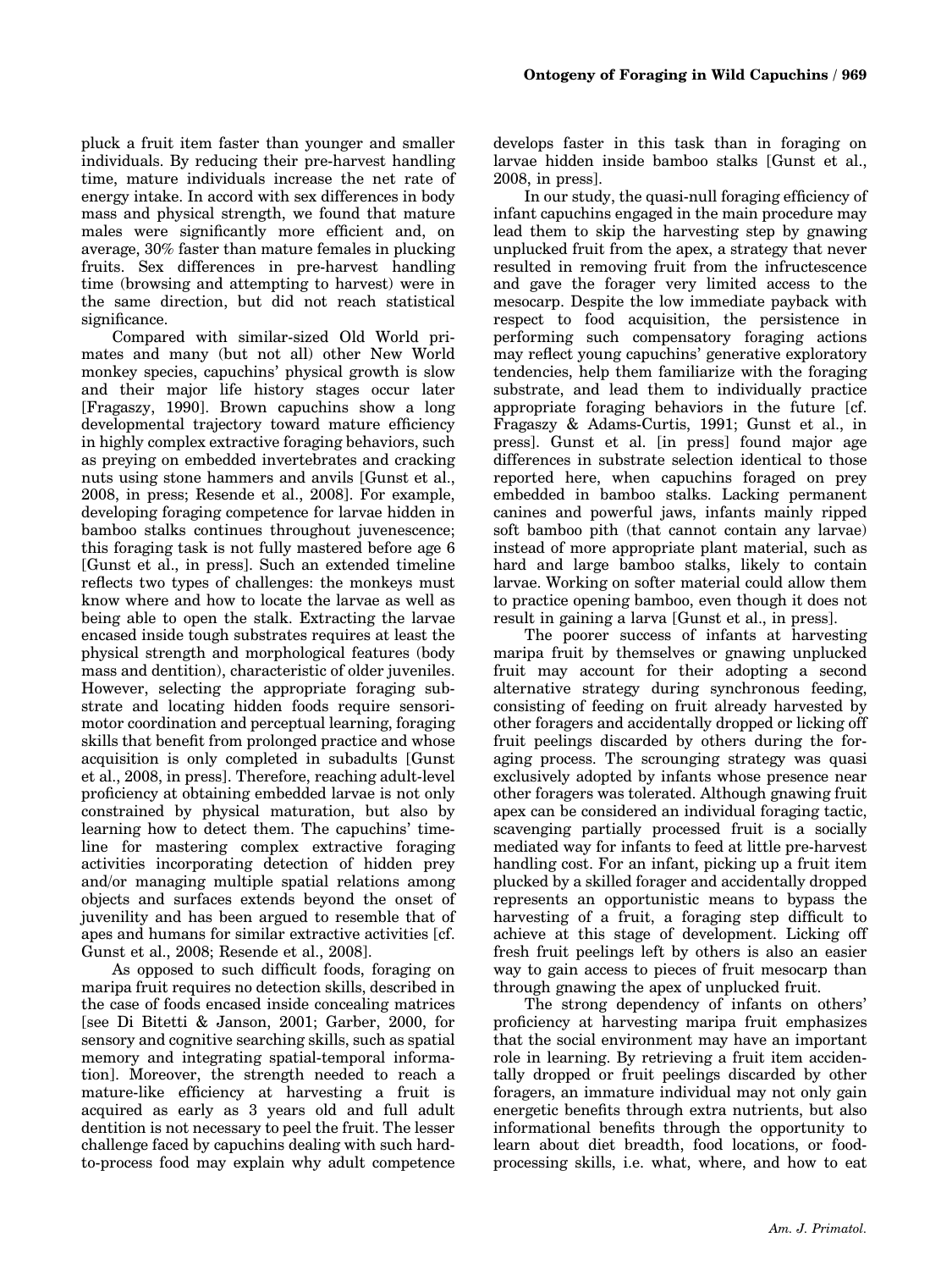pluck a fruit item faster than younger and smaller individuals. By reducing their pre-harvest handling time, mature individuals increase the net rate of energy intake. In accord with sex differences in body mass and physical strength, we found that mature males were significantly more efficient and, on average, 30% faster than mature females in plucking fruits. Sex differences in pre-harvest handling time (browsing and attempting to harvest) were in the same direction, but did not reach statistical significance.

Compared with similar-sized Old World primates and many (but not all) other New World monkey species, capuchins' physical growth is slow and their major life history stages occur later [Fragaszy, 1990]. Brown capuchins show a long developmental trajectory toward mature efficiency in highly complex extractive foraging behaviors, such as preying on embedded invertebrates and cracking nuts using stone hammers and anvils [Gunst et al., 2008, in press; Resende et al., 2008]. For example, developing foraging competence for larvae hidden in bamboo stalks continues throughout juvenescence; this foraging task is not fully mastered before age 6 [Gunst et al., in press]. Such an extended timeline reflects two types of challenges: the monkeys must know where and how to locate the larvae as well as being able to open the stalk. Extracting the larvae encased inside tough substrates requires at least the physical strength and morphological features (body mass and dentition), characteristic of older juveniles. However, selecting the appropriate foraging substrate and locating hidden foods require sensorimotor coordination and perceptual learning, foraging skills that benefit from prolonged practice and whose acquisition is only completed in subadults [Gunst et al., 2008, in press]. Therefore, reaching adult-level proficiency at obtaining embedded larvae is not only constrained by physical maturation, but also by learning how to detect them. The capuchins' timeline for mastering complex extractive foraging activities incorporating detection of hidden prey and/or managing multiple spatial relations among objects and surfaces extends beyond the onset of juvenility and has been argued to resemble that of apes and humans for similar extractive activities [cf. Gunst et al., 2008; Resende et al., 2008].

As opposed to such difficult foods, foraging on maripa fruit requires no detection skills, described in the case of foods encased inside concealing matrices [see Di Bitetti & Janson, 2001; Garber, 2000, for sensory and cognitive searching skills, such as spatial memory and integrating spatial-temporal information]. Moreover, the strength needed to reach a mature-like efficiency at harvesting a fruit is acquired as early as 3 years old and full adult dentition is not necessary to peel the fruit. The lesser challenge faced by capuchins dealing with such hard-to-process food may explain why adult competence develops faster in this task than in foraging on larvae hidden inside bamboo stalks [Gunst et al., 2008, in press].

In our study, the quasi-null foraging efficiency of infant capuchins engaged in the main procedure may lead them to skip the harvesting step by gnawing unplucked fruit from the apex, a strategy that never resulted in removing fruit from the infructescence and gave the forager very limited access to the mesocarp. Despite the low immediate payback with respect to food acquisition, the persistence in performing such compensatory foraging actions may reflect young capuchins' generative exploratory tendencies, help them familiarize with the foraging substrate, and lead them to individually practice appropriate foraging behaviors in the future [cf. Fragaszy & Adams-Curtis, 1991; Gunst et al., in press]. Gunst et al. [in press] found major age differences in substrate selection identical to those reported here, when capuchins foraged on prey embedded in bamboo stalks. Lacking permanent canines and powerful jaws, infants mainly ripped soft bamboo pith (that cannot contain any larvae) instead of more appropriate plant material, such as hard and large bamboo stalks, likely to contain larvae. Working on softer material could allow them to practice opening bamboo, even though it does not result in gaining a larva [Gunst et al., in press].

The poorer success of infants at harvesting maripa fruit by themselves or gnawing unplucked fruit may account for their adopting a second alternative strategy during synchronous feeding, consisting of feeding on fruit already harvested by other foragers and accidentally dropped or licking off fruit peelings discarded by others during the foraging process. The scrounging strategy was quasi exclusively adopted by infants whose presence near other foragers was tolerated. Although gnawing fruit apex can be considered an individual foraging tactic, scavenging partially processed fruit is a socially mediated way for infants to feed at little pre-harvest handling cost. For an infant, picking up a fruit item plucked by a skilled forager and accidentally dropped represents an opportunistic means to bypass the harvesting of a fruit, a foraging step difficult to achieve at this stage of development. Licking off fresh fruit peelings left by others is also an easier way to gain access to pieces of fruit mesocarp than through gnawing the apex of unplucked fruit.

The strong dependency of infants on others' proficiency at harvesting maripa fruit emphasizes that the social environment may have an important role in learning. By retrieving a fruit item accidentally dropped or fruit peelings discarded by other foragers, an immature individual may not only gain energetic benefits through extra nutrients, but also informational benefits through the opportunity to learn about diet breadth, food locations, or food-processing skills, i.e. what, where, and how to eat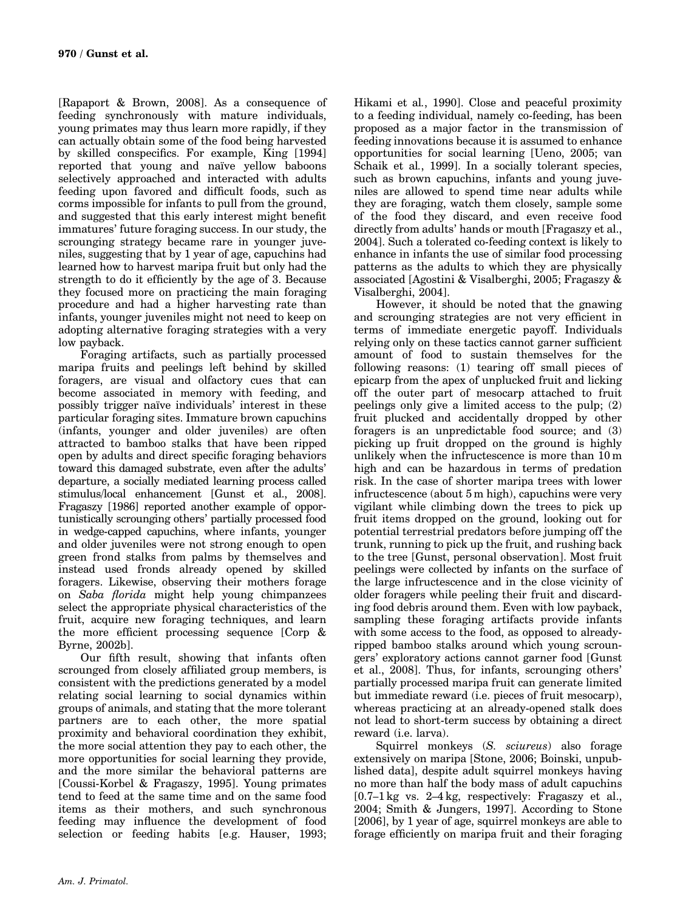[Rapaport & Brown, 2008]. As a consequence of feeding synchronously with mature individuals, young primates may thus learn more rapidly, if they can actually obtain some of the food being harvested by skilled conspecifics. For example, King [1994] reported that young and naïve yellow baboons selectively approached and interacted with adults feeding upon favored and difficult foods, such as corms impossible for infants to pull from the ground, and suggested that this early interest might benefit immatures' future foraging success. In our study, the scrounging strategy became rare in younger juveniles, suggesting that by 1 year of age, capuchins had learned how to harvest maripa fruit but only had the strength to do it efficiently by the age of 3. Because they focused more on practicing the main foraging procedure and had a higher harvesting rate than infants, younger juveniles might not need to keep on adopting alternative foraging strategies with a very low payback.

Foraging artifacts, such as partially processed maripa fruits and peelings left behind by skilled foragers, are visual and olfactory cues that can become associated in memory with feeding, and possibly trigger naïve individuals' interest in these particular foraging sites. Immature brown capuchins (infants, younger and older juveniles) are often attracted to bamboo stalks that have been ripped open by adults and direct specific foraging behaviors toward this damaged substrate, even after the adults' departure, a socially mediated learning process called stimulus/local enhancement [Gunst et al., 2008]. Fragaszy [1986] reported another example of opportunistically scrounging others' partially processed food in wedge-capped capuchins, where infants, younger and older juveniles were not strong enough to open green frond stalks from palms by themselves and instead used fronds already opened by skilled foragers. Likewise, observing their mothers forage on *Saba florida* might help young chimpanzees select the appropriate physical characteristics of the fruit, acquire new foraging techniques, and learn the more efficient processing sequence [Corp & Byrne, 2002b].

Our fifth result, showing that infants often scrounged from closely affiliated group members, is consistent with the predictions generated by a model relating social learning to social dynamics within groups of animals, and stating that the more tolerant partners are to each other, the more spatial proximity and behavioral coordination they exhibit, the more social attention they pay to each other, the more opportunities for social learning they provide, and the more similar the behavioral patterns are [Coussi-Korbel & Fragaszy, 1995]. Young primates tend to feed at the same time and on the same food items as their mothers, and such synchronous feeding may influence the development of food selection or feeding habits [e.g. Hauser, 1993; Hikami et al., 1990]. Close and peaceful proximity to a feeding individual, namely co-feeding, has been proposed as a major factor in the transmission of feeding innovations because it is assumed to enhance opportunities for social learning [Ueno, 2005; van Schaik et al., 1999]. In a socially tolerant species, such as brown capuchins, infants and young juveniles are allowed to spend time near adults while they are foraging, watch them closely, sample some of the food they discard, and even receive food directly from adults' hands or mouth [Fragaszy et al., 2004]. Such a tolerated co-feeding context is likely to enhance in infants the use of similar food processing patterns as the adults to which they are physically associated [Agostini & Visalberghi, 2005; Fragaszy & Visalberghi, 2004].

However, it should be noted that the gnawing and scrounging strategies are not very efficient in terms of immediate energetic payoff. Individuals relying only on these tactics cannot garner sufficient amount of food to sustain themselves for the following reasons: (1) tearing off small pieces of epicarp from the apex of unplucked fruit and licking off the outer part of mesocarp attached to fruit peelings only give a limited access to the pulp; (2) fruit plucked and accidentally dropped by other foragers is an unpredictable food source; and (3) picking up fruit dropped on the ground is highly unlikely when the infructescence is more than 10 m high and can be hazardous in terms of predation risk. In the case of shorter maripa trees with lower infructescence (about 5 m high), capuchins were very vigilant while climbing down the trees to pick up fruit items dropped on the ground, looking out for potential terrestrial predators before jumping off the trunk, running to pick up the fruit, and rushing back to the tree [Gunst, personal observation]. Most fruit peelings were collected by infants on the surface of the large infructescence and in the close vicinity of older foragers while peeling their fruit and discarding food debris around them. Even with low payback, sampling these foraging artifacts provide infants with some access to the food, as opposed to already-ripped bamboo stalks around which young scroungers' exploratory actions cannot garner food [Gunst et al., 2008]. Thus, for infants, scrounging others' partially processed maripa fruit can generate limited but immediate reward (i.e. pieces of fruit mesocarp), whereas practicing at an already-opened stalk does not lead to short-term success by obtaining a direct reward (i.e. larva).

Squirrel monkeys (*S. sciureus*) also forage extensively on maripa [Stone, 2006; Boinski, unpublished data], despite adult squirrel monkeys having no more than half the body mass of adult capuchins [0.7–1 kg vs. 2–4 kg, respectively: Fragaszy et al., 2004; Smith & Jungers, 1997]. According to Stone [2006], by 1 year of age, squirrel monkeys are able to forage efficiently on maripa fruit and their foraging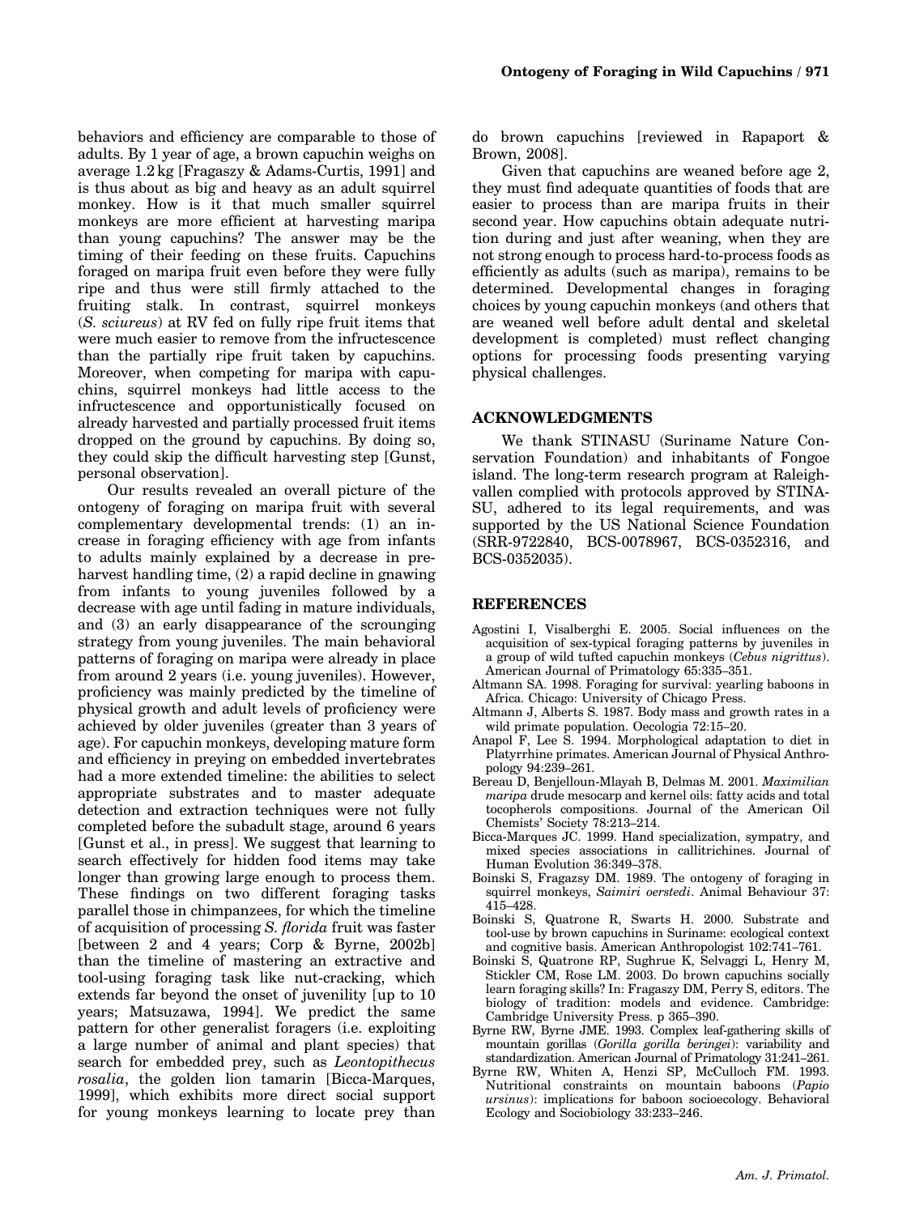behaviors and efficiency are comparable to those of adults. By 1 year of age, a brown capuchin weighs on average 1.2 kg [Fragaszy & Adams-Curtis, 1991] and is thus about as big and heavy as an adult squirrel monkey. How is it that much smaller squirrel monkeys are more efficient at harvesting maripa than young capuchins? The answer may be the timing of their feeding on these fruits. Capuchins foraged on maripa fruit even before they were fully ripe and thus were still firmly attached to the fruiting stalk. In contrast, squirrel monkeys (*S. sciureus*) at RV fed on fully ripe fruit items that were much easier to remove from the infructescence than the partially ripe fruit taken by capuchins. Moreover, when competing for maripa with capuchins, squirrel monkeys had little access to the infructescence and opportunistically focused on already harvested and partially processed fruit items dropped on the ground by capuchins. By doing so, they could skip the difficult harvesting step [Gunst, personal observation].

Our results revealed an overall picture of the ontogeny of foraging on maripa fruit with several complementary developmental trends: (1) an increase in foraging efficiency with age from infants to adults mainly explained by a decrease in pre-harvest handling time, (2) a rapid decline in gnawing from infants to young juveniles followed by a decrease with age until fading in mature individuals, and (3) an early disappearance of the scrounging strategy from young juveniles. The main behavioral patterns of foraging on maripa were already in place from around 2 years (i.e. young juveniles). However, proficiency was mainly predicted by the timeline of physical growth and adult levels of proficiency were achieved by older juveniles (greater than 3 years of age). For capuchin monkeys, developing mature form and efficiency in preying on embedded invertebrates had a more extended timeline: the abilities to select appropriate substrates and to master adequate detection and extraction techniques were not fully completed before the subadult stage, around 6 years [Gunst et al., in press]. We suggest that learning to search effectively for hidden food items may take longer than growing large enough to process them. These findings on two different foraging tasks parallel those in chimpanzees, for which the timeline of acquisition of processing *S. florida* fruit was faster [between 2 and 4 years; Corp & Byrne, 2002b] than the timeline of mastering an extractive and tool-using foraging task like nut-cracking, which extends far beyond the onset of juvenility [up to 10 years; Matsuzawa, 1994]. We predict the same pattern for other generalist foragers (i.e. exploiting a large number of animal and plant species) that search for embedded prey, such as *Leontopithecus rosalia*, the golden lion tamarin [Bicca-Marques, 1999], which exhibits more direct social support for young monkeys learning to locate prey than do brown capuchins [reviewed in Rapaport & Brown, 2008].

Given that capuchins are weaned before age 2, they must find adequate quantities of foods that are easier to process than are maripa fruits in their second year. How capuchins obtain adequate nutrition during and just after weaning, when they are not strong enough to process hard-to-process foods as efficiently as adults (such as maripa), remains to be determined. Developmental changes in foraging choices by young capuchin monkeys (and others that are weaned well before adult dental and skeletal development is completed) must reflect changing options for processing foods presenting varying physical challenges.

## ACKNOWLEDGMENTS

We thank STINASU (Suriname Nature Conservation Foundation) and inhabitants of Fongoe island. The long-term research program at Raleighvallen complied with protocols approved by STINASU, adhered to its legal requirements, and was supported by the US National Science Foundation (SRR-9722840, BCS-0078967, BCS-0352316, and BCS-0352035).

## REFERENCES

- Agostini I, Visalberghi E. 2005. Social influences on the acquisition of sex-typical foraging patterns by juveniles in a group of wild tufted capuchin monkeys (*Cebus nigrittus*). American Journal of Primatology 65:335–351.
- Altmann SA. 1998. Foraging for survival: yearling baboons in Africa. Chicago: University of Chicago Press.
- Altmann J, Alberts S. 1987. Body mass and growth rates in a wild primate population. Oecologia 72:15–20.
- Anapol F, Lee S. 1994. Morphological adaptation to diet in Platyrrhine primates. American Journal of Physical Anthropology 94:239–261.
- Bereau D, Benjelloun-Mlayah B, Delmas M. 2001. *Maximilian maripa* drude mesocarp and kernel oils: fatty acids and total tocopherols compositions. Journal of the American Oil Chemists' Society 78:213–214.
- Bicca-Marques JC. 1999. Hand specialization, sympatry, and mixed species associations in callitrichines. Journal of Human Evolution 36:349–378.
- Boinski S, Fragazsy DM. 1989. The ontogeny of foraging in squirrel monkeys, *Saimiri oerstedi*. Animal Behaviour 37: 415–428.
- Boinski S, Quatrone R, Swarts H. 2000. Substrate and tool-use by brown capuchins in Suriname: ecological context and cognitive basis. American Anthropologist 102:741–761.
- Boinski S, Quatrone RP, Sughrue K, Selvaggi L, Henry M, Stickler CM, Rose LM. 2003. Do brown capuchins socially learn foraging skills? In: Fragaszy DM, Perry S, editors. The biology of tradition: models and evidence. Cambridge: Cambridge University Press. p 365–390.
- Byrne RW, Byrne JME. 1993. Complex leaf-gathering skills of mountain gorillas (*Gorilla gorilla beringei*): variability and standardization. American Journal of Primatology 31:241–261.
- Byrne RW, Whiten A, Henzi SP, McCulloch FM. 1993. Nutritional constraints on mountain baboons (*Papio ursinus*): implications for baboon socioecology. Behavioral Ecology and Sociobiology 33:233–246.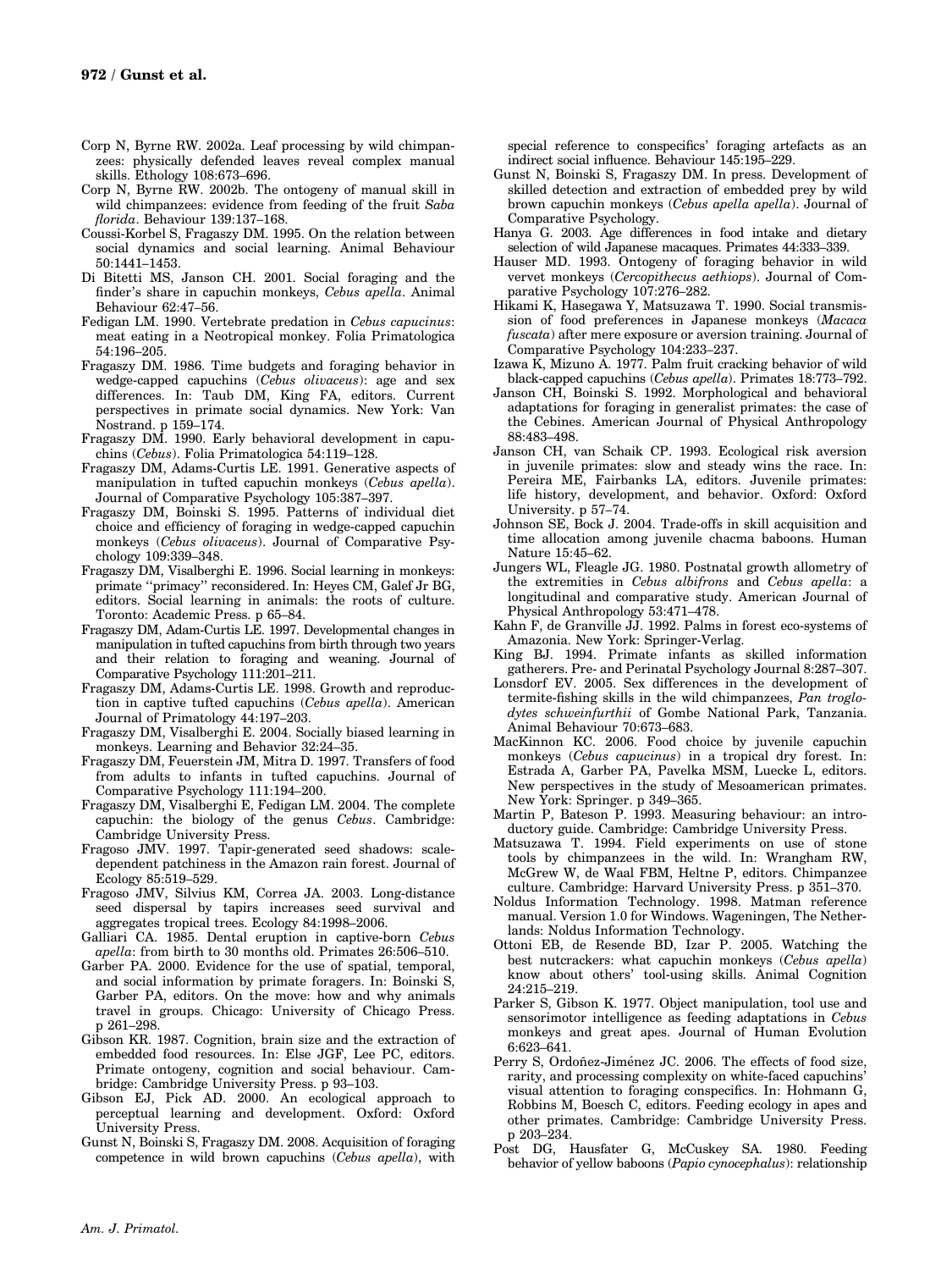Corp N, Byrne RW. 2002a. Leaf processing by wild chimpanzees: physically defended leaves reveal complex manual skills. Ethology 108:673–696.

Corp N, Byrne RW. 2002b. The ontogeny of manual skill in wild chimpanzees: evidence from feeding of the fruit *Saba florida*. Behaviour 139:137–168.

Coussi-Korbel S, Fragaszy DM. 1995. On the relation between social dynamics and social learning. Animal Behaviour 50:1441–1453.

Di Bitetti MS, Janson CH. 2001. Social foraging and the finder's share in capuchin monkeys, *Cebus apella*. Animal Behaviour 62:47–56.

Fedigan LM. 1990. Vertebrate predation in *Cebus capucinus*: meat eating in a Neotropical monkey. Folia Primatologica 54:196–205.

Fragaszy DM. 1986. Time budgets and foraging behavior in wedge-capped capuchins (*Cebus olivaceus*): age and sex differences. In: Taub DM, King FA, editors. Current perspectives in primate social dynamics. New York: Van Nostrand. p 159–174.

Fragaszy DM. 1990. Early behavioral development in capuchins (*Cebus*). Folia Primatologica 54:119–128.

Fragaszy DM, Adams-Curtis LE. 1991. Generative aspects of manipulation in tufted capuchin monkeys (*Cebus apella*). Journal of Comparative Psychology 105:387–397.

Fragaszy DM, Boinski S. 1995. Patterns of individual diet choice and efficiency of foraging in wedge-capped capuchin monkeys (*Cebus olivaceus*). Journal of Comparative Psychology 109:339–348.

Fragaszy DM, Visalberghi E. 1996. Social learning in monkeys: primate "primacy" reconsidered. In: Heyes CM, Galef Jr BG, editors. Social learning in animals: the roots of culture. Toronto: Academic Press. p 65–84.

Fragaszy DM, Adam-Curtis LE. 1997. Developmental changes in manipulation in tufted capuchins from birth through two years and their relation to foraging and weaning. Journal of Comparative Psychology 111:201–211.

Fragaszy DM, Adams-Curtis LE. 1998. Growth and reproduction in captive tufted capuchins (*Cebus apella*). American Journal of Primatology 44:197–203.

Fragaszy DM, Visalberghi E. 2004. Socially biased learning in monkeys. Learning and Behavior 32:24–35.

Fragaszy DM, Feuerstein JM, Mitra D. 1997. Transfers of food from adults to infants in tufted capuchins. Journal of Comparative Psychology 111:194–200.

Fragaszy DM, Visalberghi E, Fedigan LM. 2004. The complete capuchin: the biology of the genus *Cebus*. Cambridge: Cambridge University Press.

Fragoso JMV. 1997. Tapir-generated seed shadows: scale-dependent patchiness in the Amazon rain forest. Journal of Ecology 85:519–529.

Fragoso JMV, Silvius KM, Correa JA. 2003. Long-distance seed dispersal by tapirs increases seed survival and aggregates tropical trees. Ecology 84:1998–2006.

Galliari CA. 1985. Dental eruption in captive-born *Cebus apella*: from birth to 30 months old. Primates 26:506–510.

Garber PA. 2000. Evidence for the use of spatial, temporal, and social information by primate foragers. In: Boinski S, Garber PA, editors. On the move: how and why animals travel in groups. Chicago: University of Chicago Press. p 261–298.

Gibson KR. 1987. Cognition, brain size and the extraction of embedded food resources. In: Else JGF, Lee PC, editors. Primate ontogeny, cognition and social behaviour. Cambridge: Cambridge University Press. p 93–103.

Gibson EJ, Pick AD. 2000. An ecological approach to perceptual learning and development. Oxford: Oxford University Press.

Gunst N, Boinski S, Fragaszy DM. 2008. Acquisition of foraging competence in wild brown capuchins (*Cebus apella*), with special reference to conspecifics' foraging artefacts as an indirect social influence. Behaviour 145:195–229.

Gunst N, Boinski S, Fragaszy DM. In press. Development of skilled detection and extraction of embedded prey by wild brown capuchin monkeys (*Cebus apella apella*). Journal of Comparative Psychology.

Hanya G. 2003. Age differences in food intake and dietary selection of wild Japanese macaques. Primates 44:333–339.

Hauser MD. 1993. Ontogeny of foraging behavior in wild vervet monkeys (*Cercopithecus aethiops*). Journal of Comparative Psychology 107:276–282.

Hikami K, Hasegawa Y, Matsuzawa T. 1990. Social transmission of food preferences in Japanese monkeys (*Macaca fuscata*) after mere exposure or aversion training. Journal of Comparative Psychology 104:233–237.

Izawa K, Mizuno A. 1977. Palm fruit cracking behavior of wild black-capped capuchins (*Cebus apella*). Primates 18:773–792.

Janson CH, Boinski S. 1992. Morphological and behavioral adaptations for foraging in generalist primates: the case of the Cebines. American Journal of Physical Anthropology 88:483–498.

Janson CH, van Schaik CP. 1993. Ecological risk aversion in juvenile primates: slow and steady wins the race. In: Pereira ME, Fairbanks LA, editors. Juvenile primates: life history, development, and behavior. Oxford: Oxford University. p 57–74.

Johnson SE, Bock J. 2004. Trade-offs in skill acquisition and time allocation among juvenile chacma baboons. Human Nature 15:45–62.

Jungers WL, Fleagle JG. 1980. Postnatal growth allometry of the extremities in *Cebus albifrons* and *Cebus apella*: a longitudinal and comparative study. American Journal of Physical Anthropology 53:471–478.

Kahn F, de Granville JJ. 1992. Palms in forest eco-systems of Amazonia. New York: Springer-Verlag.

King BJ. 1994. Primate infants as skilled information gatherers. Pre- and Perinatal Psychology Journal 8:287–307.

Lonsdorf EV. 2005. Sex differences in the development of termite-fishing skills in the wild chimpanzees, *Pan troglodytes schweinfurthii* of Gombe National Park, Tanzania. Animal Behaviour 70:673–683.

MacKinnon KC. 2006. Food choice by juvenile capuchin monkeys (*Cebus capucinus*) in a tropical dry forest. In: Estrada A, Garber PA, Pavelka MSM, Luecke L, editors. New perspectives in the study of Mesoamerican primates. New York: Springer. p 349–365.

Martin P, Bateson P. 1993. Measuring behaviour: an introductory guide. Cambridge: Cambridge University Press.

Matsuzawa T. 1994. Field experiments on use of stone tools by chimpanzees in the wild. In: Wrangham RW, McGrew W, de Waal FBM, Heltne P, editors. Chimpanzee culture. Cambridge: Harvard University Press. p 351–370.

Noldus Information Technology. 1998. Matman reference manual. Version 1.0 for Windows. Wageningen, The Netherlands: Noldus Information Technology.

Ottoni EB, de Resende BD, Izar P. 2005. Watching the best nutcrackers: what capuchin monkeys (*Cebus apella*) know about others' tool-using skills. Animal Cognition 24:215–219.

Parker S, Gibson K. 1977. Object manipulation, tool use and sensorimotor intelligence as feeding adaptations in *Cebus* monkeys and great apes. Journal of Human Evolution 6:623–641.

Perry S, Ordoñez-Jiménez JC. 2006. The effects of food size, rarity, and processing complexity on white-faced capuchins' visual attention to foraging conspecifics. In: Hohmann G, Robbins M, Boesch C, editors. Feeding ecology in apes and other primates. Cambridge: Cambridge University Press. p 203–234.

Post DG, Hausfater G, McCuskey SA. 1980. Feeding behavior of yellow baboons (*Papio cynocephalus*): relationship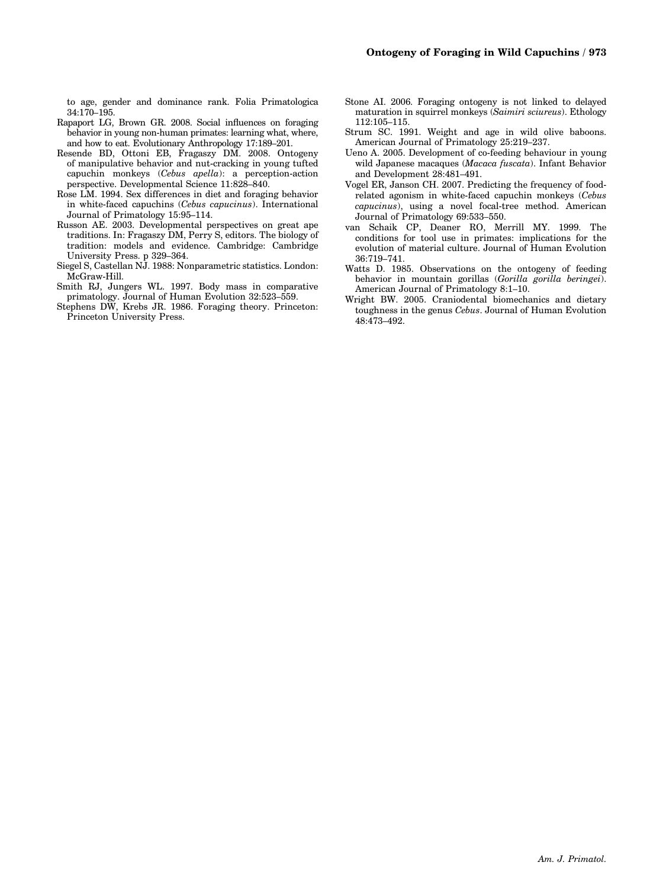to age, gender and dominance rank. Folia Primatologica 34:170–195.

Rapaport LG, Brown GR. 2008. Social influences on foraging behavior in young non-human primates: learning what, where, and how to eat. Evolutionary Anthropology 17:189–201.

Resende BD, Ottoni EB, Fragaszy DM. 2008. Ontogeny of manipulative behavior and nut-cracking in young tufted capuchin monkeys (*Cebus apella*): a perception-action perspective. Developmental Science 11:828–840.

Rose LM. 1994. Sex differences in diet and foraging behavior in white-faced capuchins (*Cebus capucinus*). International Journal of Primatology 15:95–114.

Russon AE. 2003. Developmental perspectives on great ape traditions. In: Fragaszy DM, Perry S, editors. The biology of tradition: models and evidence. Cambridge: Cambridge University Press. p 329–364.

Siegel S, Castellan NJ. 1988: Nonparametric statistics. London: McGraw-Hill.

Smith RJ, Jungers WL. 1997. Body mass in comparative primatology. Journal of Human Evolution 32:523–559.

Stephens DW, Krebs JR. 1986. Foraging theory. Princeton: Princeton University Press.

Stone AI. 2006. Foraging ontogeny is not linked to delayed maturation in squirrel monkeys (*Saimiri sciureus*). Ethology 112:105–115.

Strum SC. 1991. Weight and age in wild olive baboons. American Journal of Primatology 25:219–237.

Ueno A. 2005. Development of co-feeding behaviour in young wild Japanese macaques (*Macaca fuscata*). Infant Behavior and Development 28:481–491.

Vogel ER, Janson CH. 2007. Predicting the frequency of food-related agonism in white-faced capuchin monkeys (*Cebus capucinus*), using a novel focal-tree method. American Journal of Primatology 69:533–550.

van Schaik CP, Deaner RO, Merrill MY. 1999. The conditions for tool use in primates: implications for the evolution of material culture. Journal of Human Evolution 36:719–741.

Watts D. 1985. Observations on the ontogeny of feeding behavior in mountain gorillas (*Gorilla gorilla beringei*). American Journal of Primatology 8:1–10.

Wright BW. 2005. Craniodental biomechanics and dietary toughness in the genus *Cebus*. Journal of Human Evolution 48:473–492.